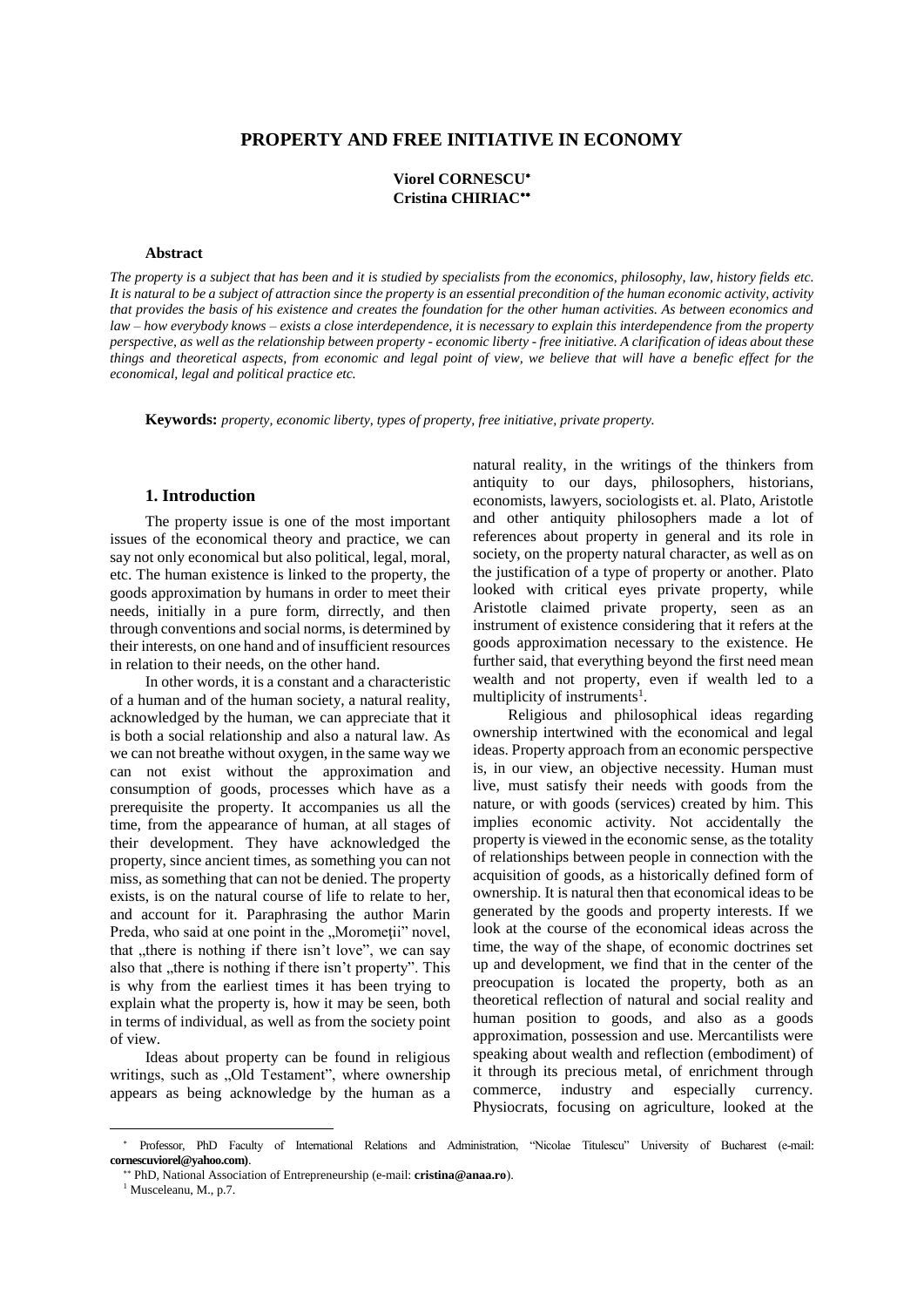# PROPERTY AND FREE INITIATIVE IN ECONOMY

**Viorel CORNESCU**[*]
**Cristina CHIRIAC**[**]

### Abstract

*The property is a subject that has been and it is studied by specialists from the economics, philosophy, law, history fields etc. It is natural to be a subject of attraction since the property is an essential precondition of the human economic activity, activity that provides the basis of his existence and creates the foundation for the other human activities. As between economics and law – how everybody knows – exists a close interdependence, it is necessary to explain this interdependence from the property perspective, as well as the relationship between property - economic liberty - free initiative. A clarification of ideas about these things and theoretical aspects, from economic and legal point of view, we believe that will have a benefic effect for the economical, legal and political practice etc.*

**Keywords:** *property, economic liberty, types of property, free initiative, private property.*

## 1. Introduction

The property issue is one of the most important issues of the economical theory and practice, we can say not only economical but also political, legal, moral, etc. The human existence is linked to the property, the goods approximation by humans in order to meet their needs, initially in a pure form, dirrectly, and then through conventions and social norms, is determined by their interests, on one hand and of insufficient resources in relation to their needs, on the other hand.

In other words, it is a constant and a characteristic of a human and of the human society, a natural reality, acknowledged by the human, we can appreciate that it is both a social relationship and also a natural law. As we can not breathe without oxygen, in the same way we can not exist without the approximation and consumption of goods, processes which have as a prerequisite the property. It accompanies us all the time, from the appearance of human, at all stages of their development. They have acknowledged the property, since ancient times, as something you can not miss, as something that can not be denied. The property exists, is on the natural course of life to relate to her, and account for it. Paraphrasing the author Marin Preda, who said at one point in the „Moromeţii" novel, that „there is nothing if there isn't love", we can say also that „there is nothing if there isn't property". This is why from the earliest times it has been trying to explain what the property is, how it may be seen, both in terms of individual, as well as from the society point of view.

Ideas about property can be found in religious writings, such as „Old Testament", where ownership appears as being acknowledge by the human as a natural reality, in the writings of the thinkers from antiquity to our days, philosophers, historians, economists, lawyers, sociologists et. al. Plato, Aristotle and other antiquity philosophers made a lot of references about property in general and its role in society, on the property natural character, as well as on the justification of a type of property or another. Plato looked with critical eyes private property, while Aristotle claimed private property, seen as an instrument of existence considering that it refers at the goods approximation necessary to the existence. He further said, that everything beyond the first need mean wealth and not property, even if wealth led to a multiplicity of instruments[1].

Religious and philosophical ideas regarding ownership intertwined with the economical and legal ideas. Property approach from an economic perspective is, in our view, an objective necessity. Human must live, must satisfy their needs with goods from the nature, or with goods (services) created by him. This implies economic activity. Not accidentally the property is viewed in the economic sense, as the totality of relationships between people in connection with the acquisition of goods, as a historically defined form of ownership. It is natural then that economical ideas to be generated by the goods and property interests. If we look at the course of the economical ideas across the time, the way of the shape, of economic doctrines set up and development, we find that in the center of the preocupation is located the property, both as an theoretical reflection of natural and social reality and human position to goods, and also as a goods approximation, possession and use. Mercantilists were speaking about wealth and reflection (embodiment) of it through its precious metal, of enrichment through commerce, industry and especially currency. Physiocrats, focusing on agriculture, looked at the

---

[*] Professor, PhD Faculty of International Relations and Administration, "Nicolae Titulescu" University of Bucharest (e-mail: **cornescuviorel@yahoo.com**).

[**] PhD, National Association of Entrepreneurship (e-mail: **cristina@anaa.ro**).

[1] Musceleanu, M., p.7.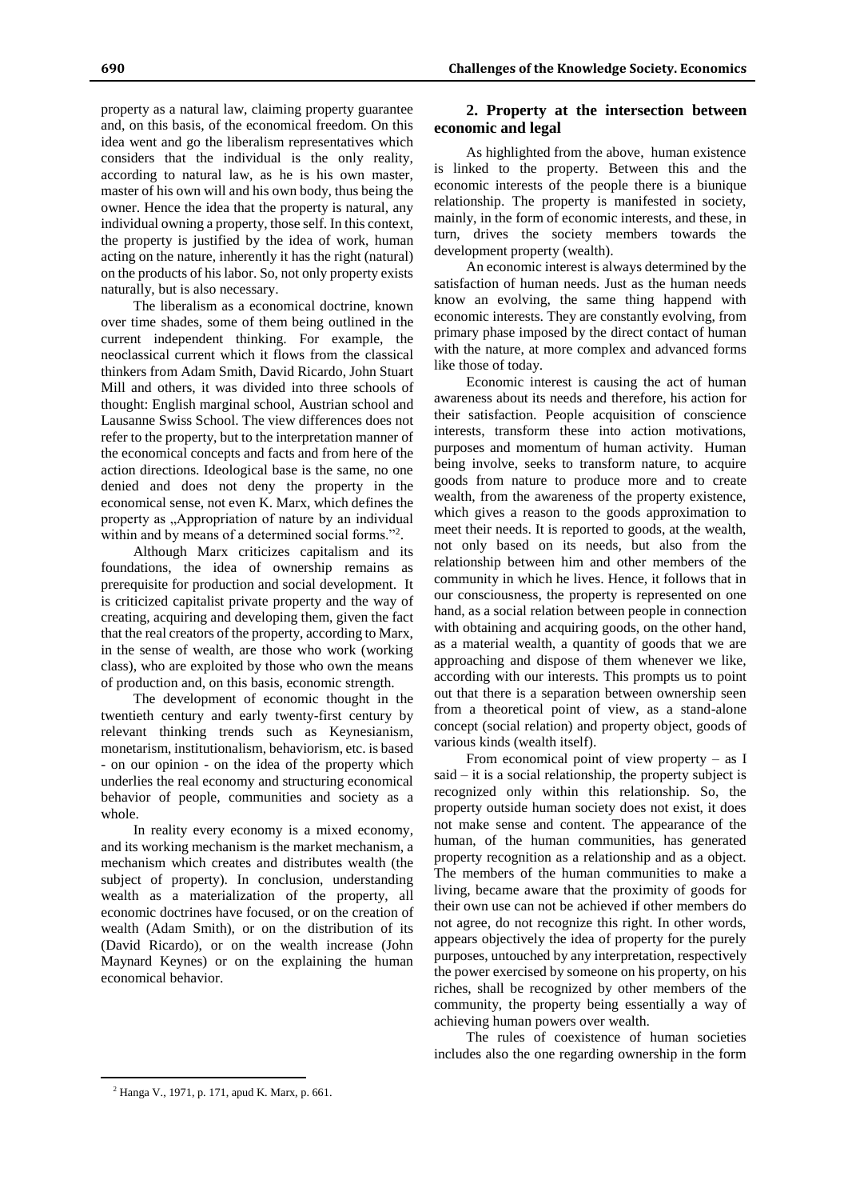property as a natural law, claiming property guarantee and, on this basis, of the economical freedom. On this idea went and go the liberalism representatives which considers that the individual is the only reality, according to natural law, as he is his own master, master of his own will and his own body, thus being the owner. Hence the idea that the property is natural, any individual owning a property, those self. In this context, the property is justified by the idea of work, human acting on the nature, inherently it has the right (natural) on the products of his labor. So, not only property exists naturally, but is also necessary.

The liberalism as a economical doctrine, known over time shades, some of them being outlined in the current independent thinking. For example, the neoclassical current which it flows from the classical thinkers from Adam Smith, David Ricardo, John Stuart Mill and others, it was divided into three schools of thought: English marginal school, Austrian school and Lausanne Swiss School. The view differences does not refer to the property, but to the interpretation manner of the economical concepts and facts and from here of the action directions. Ideological base is the same, no one denied and does not deny the property in the economical sense, not even K. Marx, which defines the property as „Appropriation of nature by an individual within and by means of a determined social forms."[2].

Although Marx criticizes capitalism and its foundations, the idea of ownership remains as prerequisite for production and social development. It is criticized capitalist private property and the way of creating, acquiring and developing them, given the fact that the real creators of the property, according to Marx, in the sense of wealth, are those who work (working class), who are exploited by those who own the means of production and, on this basis, economic strength.

The development of economic thought in the twentieth century and early twenty-first century by relevant thinking trends such as Keynesianism, monetarism, institutionalism, behaviorism, etc. is based - on our opinion - on the idea of the property which underlies the real economy and structuring economical behavior of people, communities and society as a whole.

In reality every economy is a mixed economy, and its working mechanism is the market mechanism, a mechanism which creates and distributes wealth (the subject of property). In conclusion, understanding wealth as a materialization of the property, all economic doctrines have focused, or on the creation of wealth (Adam Smith), or on the distribution of its (David Ricardo), or on the wealth increase (John Maynard Keynes) or on the explaining the human economical behavior.

## 2. Property at the intersection between economic and legal

As highlighted from the above, human existence is linked to the property. Between this and the economic interests of the people there is a biunique relationship. The property is manifested in society, mainly, in the form of economic interests, and these, in turn, drives the society members towards the development property (wealth).

An economic interest is always determined by the satisfaction of human needs. Just as the human needs know an evolving, the same thing happend with economic interests. They are constantly evolving, from primary phase imposed by the direct contact of human with the nature, at more complex and advanced forms like those of today.

Economic interest is causing the act of human awareness about its needs and therefore, his action for their satisfaction. People acquisition of conscience interests, transform these into action motivations, purposes and momentum of human activity. Human being involve, seeks to transform nature, to acquire goods from nature to produce more and to create wealth, from the awareness of the property existence, which gives a reason to the goods approximation to meet their needs. It is reported to goods, at the wealth, not only based on its needs, but also from the relationship between him and other members of the community in which he lives. Hence, it follows that in our consciousness, the property is represented on one hand, as a social relation between people in connection with obtaining and acquiring goods, on the other hand, as a material wealth, a quantity of goods that we are approaching and dispose of them whenever we like, according with our interests. This prompts us to point out that there is a separation between ownership seen from a theoretical point of view, as a stand-alone concept (social relation) and property object, goods of various kinds (wealth itself).

From economical point of view property – as I said – it is a social relationship, the property subject is recognized only within this relationship. So, the property outside human society does not exist, it does not make sense and content. The appearance of the human, of the human communities, has generated property recognition as a relationship and as a object. The members of the human communities to make a living, became aware that the proximity of goods for their own use can not be achieved if other members do not agree, do not recognize this right. In other words, appears objectively the idea of property for the purely purposes, untouched by any interpretation, respectively the power exercised by someone on his property, on his riches, shall be recognized by other members of the community, the property being essentially a way of achieving human powers over wealth.

The rules of coexistence of human societies includes also the one regarding ownership in the form

[2] Hanga V., 1971, p. 171, apud K. Marx, p. 661.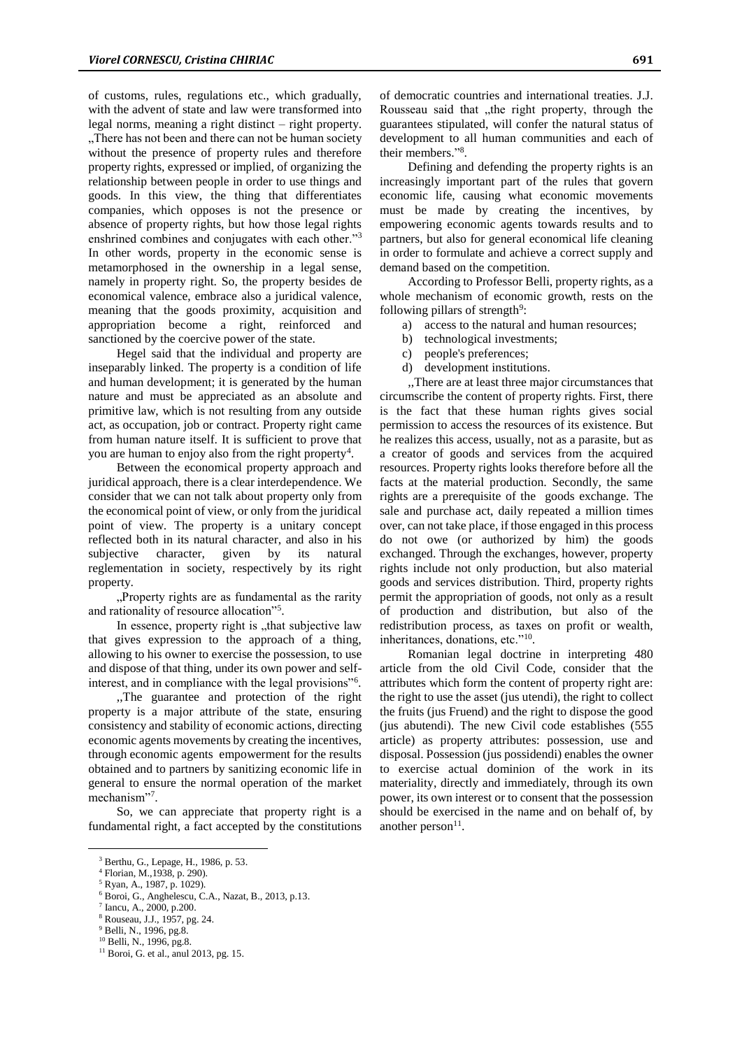of customs, rules, regulations etc., which gradually, with the advent of state and law were transformed into legal norms, meaning a right distinct – right property. „There has not been and there can not be human society without the presence of property rules and therefore property rights, expressed or implied, of organizing the relationship between people in order to use things and goods. In this view, the thing that differentiates companies, which opposes is not the presence or absence of property rights, but how those legal rights enshrined combines and conjugates with each other."[3] In other words, property in the economic sense is metamorphosed in the ownership in a legal sense, namely in property right. So, the property besides de economical valence, embrace also a juridical valence, meaning that the goods proximity, acquisition and appropriation become a right, reinforced and sanctioned by the coercive power of the state.

Hegel said that the individual and property are inseparably linked. The property is a condition of life and human development; it is generated by the human nature and must be appreciated as an absolute and primitive law, which is not resulting from any outside act, as occupation, job or contract. Property right came from human nature itself. It is sufficient to prove that you are human to enjoy also from the right property[4].

Between the economical property approach and juridical approach, there is a clear interdependence. We consider that we can not talk about property only from the economical point of view, or only from the juridical point of view. The property is a unitary concept reflected both in its natural character, and also in his subjective character, given by its natural reglementation in society, respectively by its right property.

„Property rights are as fundamental as the rarity and rationality of resource allocation"[5].

In essence, property right is „that subjective law that gives expression to the approach of a thing, allowing to his owner to exercise the possession, to use and dispose of that thing, under its own power and self-interest, and in compliance with the legal provisions"[6].

,,The guarantee and protection of the right property is a major attribute of the state, ensuring consistency and stability of economic actions, directing economic agents movements by creating the incentives, through economic agents empowerment for the results obtained and to partners by sanitizing economic life in general to ensure the normal operation of the market mechanism"[7].

So, we can appreciate that property right is a fundamental right, a fact accepted by the constitutions of democratic countries and international treaties. J.J. Rousseau said that „the right property, through the guarantees stipulated, will confer the natural status of development to all human communities and each of their members."[8].

Defining and defending the property rights is an increasingly important part of the rules that govern economic life, causing what economic movements must be made by creating the incentives, by empowering economic agents towards results and to partners, but also for general economical life cleaning in order to formulate and achieve a correct supply and demand based on the competition.

According to Professor Belli, property rights, as a whole mechanism of economic growth, rests on the following pillars of strength[9]:

a) access to the natural and human resources;
b) technological investments;
c) people's preferences;
d) development institutions.

,,There are at least three major circumstances that circumscribe the content of property rights. First, there is the fact that these human rights gives social permission to access the resources of its existence. But he realizes this access, usually, not as a parasite, but as a creator of goods and services from the acquired resources. Property rights looks therefore before all the facts at the material production. Secondly, the same rights are a prerequisite of the goods exchange. The sale and purchase act, daily repeated a million times over, can not take place, if those engaged in this process do not owe (or authorized by him) the goods exchanged. Through the exchanges, however, property rights include not only production, but also material goods and services distribution. Third, property rights permit the appropriation of goods, not only as a result of production and distribution, but also of the redistribution process, as taxes on profit or wealth, inheritances, donations, etc."[10].

Romanian legal doctrine in interpreting 480 article from the old Civil Code, consider that the attributes which form the content of property right are: the right to use the asset (jus utendi), the right to collect the fruits (jus Fruend) and the right to dispose the good (jus abutendi). The new Civil code establishes (555 article) as property attributes: possession, use and disposal. Possession (jus possidendi) enables the owner to exercise actual dominion of the work in its materiality, directly and immediately, through its own power, its own interest or to consent that the possession should be exercised in the name and on behalf of, by another person[11].

---

[3] Berthu, G., Lepage, H., 1986, p. 53.
[4] Florian, M.,1938, p. 290).
[5] Ryan, A., 1987, p. 1029).
[6] Boroi, G., Anghelescu, C.A., Nazat, B., 2013, p.13.
[7] Iancu, A., 2000, p.200.
[8] Rouseau, J.J., 1957, pg. 24.
[9] Belli, N., 1996, pg.8.
[10] Belli, N., 1996, pg.8.
[11] Boroi, G. et al., anul 2013, pg. 15.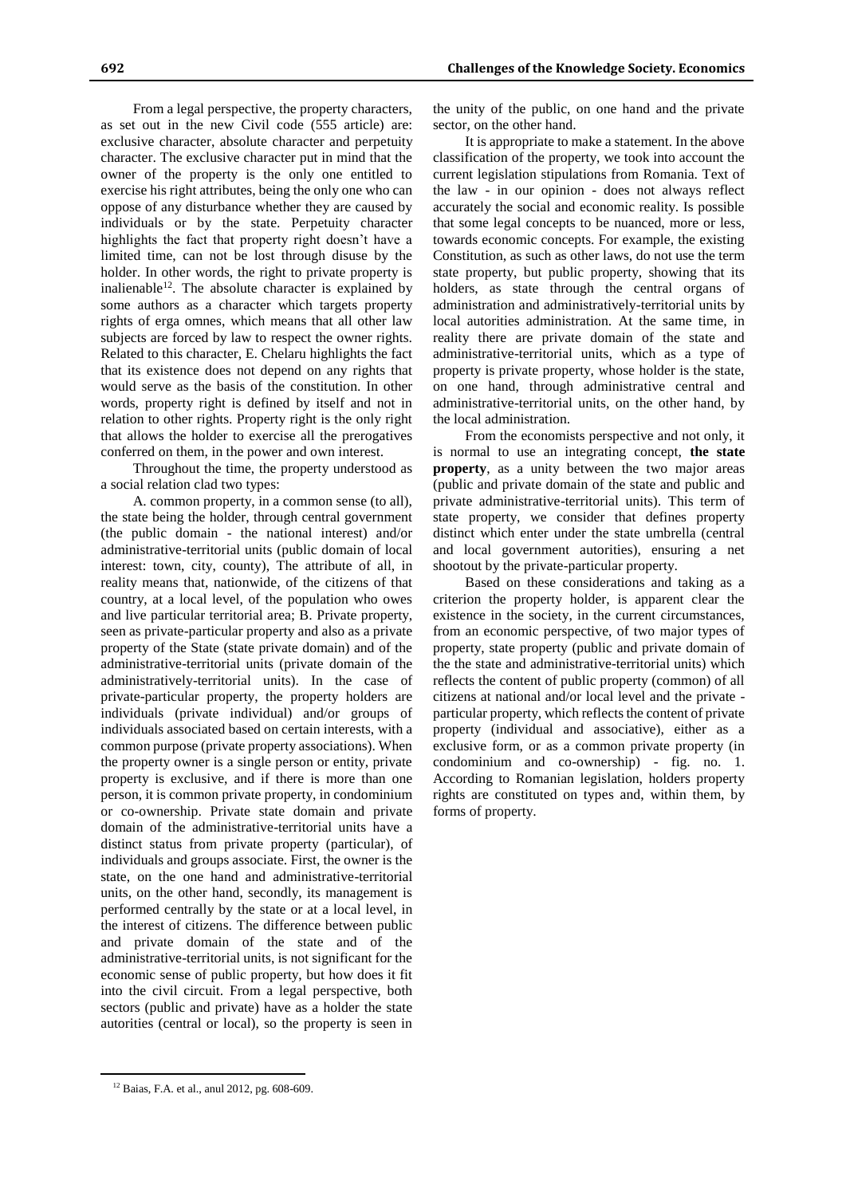From a legal perspective, the property characters, as set out in the new Civil code (555 article) are: exclusive character, absolute character and perpetuity character. The exclusive character put in mind that the owner of the property is the only one entitled to exercise his right attributes, being the only one who can oppose of any disturbance whether they are caused by individuals or by the state. Perpetuity character highlights the fact that property right doesn't have a limited time, can not be lost through disuse by the holder. In other words, the right to private property is inalienable[12]. The absolute character is explained by some authors as a character which targets property rights of erga omnes, which means that all other law subjects are forced by law to respect the owner rights. Related to this character, E. Chelaru highlights the fact that its existence does not depend on any rights that would serve as the basis of the constitution. In other words, property right is defined by itself and not in relation to other rights. Property right is the only right that allows the holder to exercise all the prerogatives conferred on them, in the power and own interest.

Throughout the time, the property understood as a social relation clad two types:

A. common property, in a common sense (to all), the state being the holder, through central government (the public domain - the national interest) and/or administrative-territorial units (public domain of local interest: town, city, county), The attribute of all, in reality means that, nationwide, of the citizens of that country, at a local level, of the population who owes and live particular territorial area; B. Private property, seen as private-particular property and also as a private property of the State (state private domain) and of the administrative-territorial units (private domain of the administratively-territorial units). In the case of private-particular property, the property holders are individuals (private individual) and/or groups of individuals associated based on certain interests, with a common purpose (private property associations). When the property owner is a single person or entity, private property is exclusive, and if there is more than one person, it is common private property, in condominium or co-ownership. Private state domain and private domain of the administrative-territorial units have a distinct status from private property (particular), of individuals and groups associate. First, the owner is the state, on the one hand and administrative-territorial units, on the other hand, secondly, its management is performed centrally by the state or at a local level, in the interest of citizens. The difference between public and private domain of the state and of the administrative-territorial units, is not significant for the economic sense of public property, but how does it fit into the civil circuit. From a legal perspective, both sectors (public and private) have as a holder the state autorities (central or local), so the property is seen in the unity of the public, on one hand and the private sector, on the other hand.

It is appropriate to make a statement. In the above classification of the property, we took into account the current legislation stipulations from Romania. Text of the law - in our opinion - does not always reflect accurately the social and economic reality. Is possible that some legal concepts to be nuanced, more or less, towards economic concepts. For example, the existing Constitution, as such as other laws, do not use the term state property, but public property, showing that its holders, as state through the central organs of administration and administratively-territorial units by local autorities administration. At the same time, in reality there are private domain of the state and administrative-territorial units, which as a type of property is private property, whose holder is the state, on one hand, through administrative central and administrative-territorial units, on the other hand, by the local administration.

From the economists perspective and not only, it is normal to use an integrating concept, **the state property**, as a unity between the two major areas (public and private domain of the state and public and private administrative-territorial units). This term of state property, we consider that defines property distinct which enter under the state umbrella (central and local government autorities), ensuring a net shootout by the private-particular property.

Based on these considerations and taking as a criterion the property holder, is apparent clear the existence in the society, in the current circumstances, from an economic perspective, of two major types of property, state property (public and private domain of the the state and administrative-territorial units) which reflects the content of public property (common) of all citizens at national and/or local level and the private - particular property, which reflects the content of private property (individual and associative), either as a exclusive form, or as a common private property (in condominium and co-ownership) - fig. no. 1. According to Romanian legislation, holders property rights are constituted on types and, within them, by forms of property.

[12] Baias, F.A. et al., anul 2012, pg. 608-609.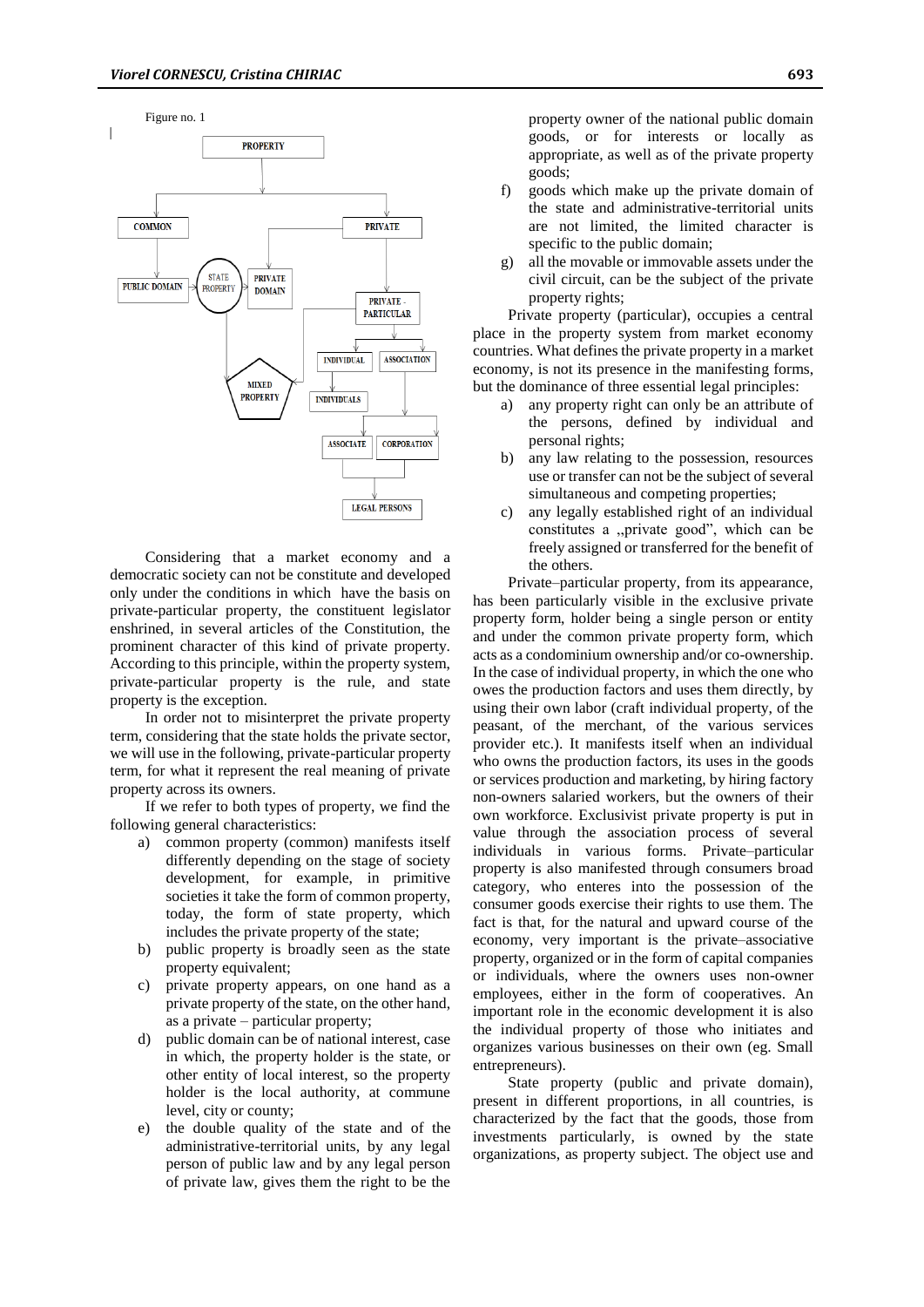Figure no. 1

Considering that a market economy and a democratic society can not be constitute and developed only under the conditions in which have the basis on private-particular property, the constituent legislator enshrined, in several articles of the Constitution, the prominent character of this kind of private property. According to this principle, within the property system, private-particular property is the rule, and state property is the exception.

In order not to misinterpret the private property term, considering that the state holds the private sector, we will use in the following, private-particular property term, for what it represent the real meaning of private property across its owners.

If we refer to both types of property, we find the following general characteristics:

a) common property (common) manifests itself differently depending on the stage of society development, for example, in primitive societies it take the form of common property, today, the form of state property, which includes the private property of the state;
b) public property is broadly seen as the state property equivalent;
c) private property appears, on one hand as a private property of the state, on the other hand, as a private – particular property;
d) public domain can be of national interest, case in which, the property holder is the state, or other entity of local interest, so the property holder is the local authority, at commune level, city or county;
e) the double quality of the state and of the administrative-territorial units, by any legal person of public law and by any legal person of private law, gives them the right to be the property owner of the national public domain goods, or for interests or locally as appropriate, as well as of the private property goods;
f) goods which make up the private domain of the state and administrative-territorial units are not limited, the limited character is specific to the public domain;
g) all the movable or immovable assets under the civil circuit, can be the subject of the private property rights;

Private property (particular), occupies a central place in the property system from market economy countries. What defines the private property in a market economy, is not its presence in the manifesting forms, but the dominance of three essential legal principles:

a) any property right can only be an attribute of the persons, defined by individual and personal rights;
b) any law relating to the possession, resources use or transfer can not be the subject of several simultaneous and competing properties;
c) any legally established right of an individual constitutes a „private good", which can be freely assigned or transferred for the benefit of the others.

Private–particular property, from its appearance, has been particularly visible in the exclusive private property form, holder being a single person or entity and under the common private property form, which acts as a condominium ownership and/or co-ownership. In the case of individual property, in which the one who owes the production factors and uses them directly, by using their own labor (craft individual property, of the peasant, of the merchant, of the various services provider etc.). It manifests itself when an individual who owns the production factors, its uses in the goods or services production and marketing, by hiring factory non-owners salaried workers, but the owners of their own workforce. Exclusivist private property is put in value through the association process of several individuals in various forms. Private–particular property is also manifested through consumers broad category, who enteres into the possession of the consumer goods exercise their rights to use them. The fact is that, for the natural and upward course of the economy, very important is the private–associative property, organized or in the form of capital companies or individuals, where the owners uses non-owner employees, either in the form of cooperatives. An important role in the economic development it is also the individual property of those who initiates and organizes various businesses on their own (eg. Small entrepreneurs).

State property (public and private domain), present in different proportions, in all countries, is characterized by the fact that the goods, those from investments particularly, is owned by the state organizations, as property subject. The object use and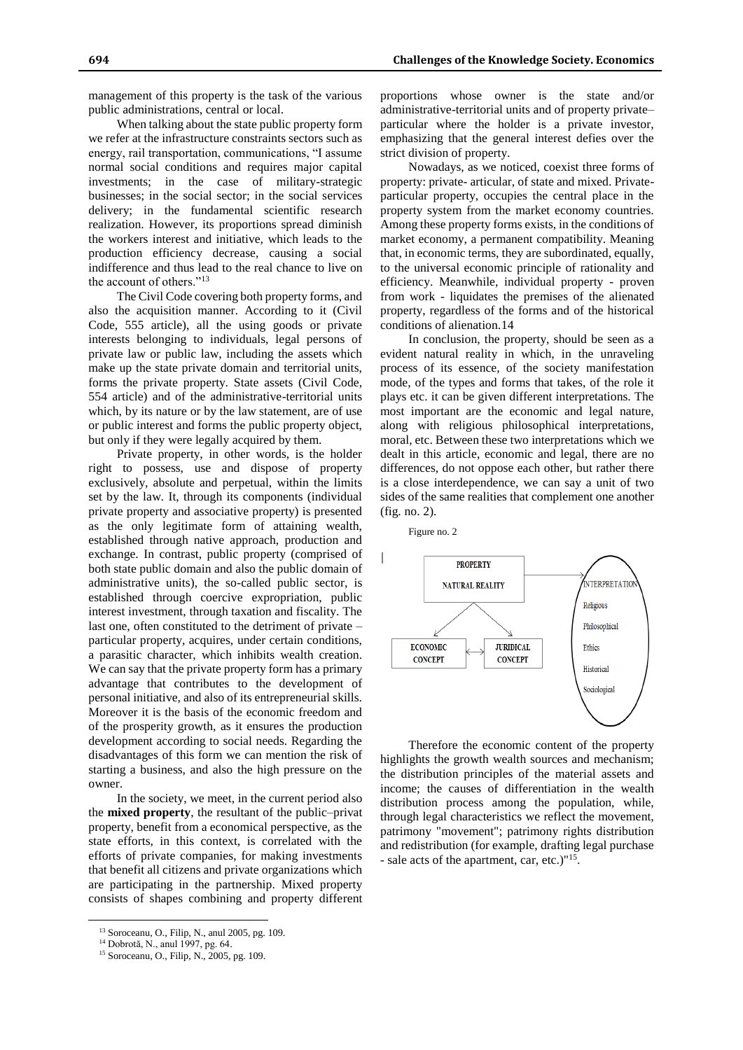management of this property is the task of the various public administrations, central or local.

When talking about the state public property form we refer at the infrastructure constraints sectors such as energy, rail transportation, communications, "I assume normal social conditions and requires major capital investments; in the case of military-strategic businesses; in the social sector; in the social services delivery; in the fundamental scientific research realization. However, its proportions spread diminish the workers interest and initiative, which leads to the production efficiency decrease, causing a social indifference and thus lead to the real chance to live on the account of others."[13]

The Civil Code covering both property forms, and also the acquisition manner. According to it (Civil Code, 555 article), all the using goods or private interests belonging to individuals, legal persons of private law or public law, including the assets which make up the state private domain and territorial units, forms the private property. State assets (Civil Code, 554 article) and of the administrative-territorial units which, by its nature or by the law statement, are of use or public interest and forms the public property object, but only if they were legally acquired by them.

Private property, in other words, is the holder right to possess, use and dispose of property exclusively, absolute and perpetual, within the limits set by the law. It, through its components (individual private property and associative property) is presented as the only legitimate form of attaining wealth, established through native approach, production and exchange. In contrast, public property (comprised of both state public domain and also the public domain of administrative units), the so-called public sector, is established through coercive expropriation, public interest investment, through taxation and fiscality. The last one, often constituted to the detriment of private – particular property, acquires, under certain conditions, a parasitic character, which inhibits wealth creation. We can say that the private property form has a primary advantage that contributes to the development of personal initiative, and also of its entrepreneurial skills. Moreover it is the basis of the economic freedom and of the prosperity growth, as it ensures the production development according to social needs. Regarding the disadvantages of this form we can mention the risk of starting a business, and also the high pressure on the owner.

In the society, we meet, in the current period also the **mixed property**, the resultant of the public–privat property, benefit from a economical perspective, as the state efforts, in this context, is correlated with the efforts of private companies, for making investments that benefit all citizens and private organizations which are participating in the partnership. Mixed property consists of shapes combining and property different proportions whose owner is the state and/or administrative-territorial units and of property private–particular where the holder is a private investor, emphasizing that the general interest defies over the strict division of property.

Nowadays, as we noticed, coexist three forms of property: private- articular, of state and mixed. Private-particular property, occupies the central place in the property system from the market economy countries. Among these property forms exists, in the conditions of market economy, a permanent compatibility. Meaning that, in economic terms, they are subordinated, equally, to the universal economic principle of rationality and efficiency. Meanwhile, individual property - proven from work - liquidates the premises of the alienated property, regardless of the forms and of the historical conditions of alienation.14

In conclusion, the property, should be seen as a evident natural reality in which, in the unraveling process of its essence, of the society manifestation mode, of the types and forms that takes, of the role it plays etc. it can be given different interpretations. The most important are the economic and legal nature, along with religious philosophical interpretations, moral, etc. Between these two interpretations which we dealt in this article, economic and legal, there are no differences, do not oppose each other, but rather there is a close interdependence, we can say a unit of two sides of the same realities that complement one another (fig. no. 2).

Figure no. 2

PROPERTY NATURAL REALITY → INTERPRETATION: Religious, Philosophical, Ethics, Historical, Sociological

ECONOMIC CONCEPT ↔ JURIDICAL CONCEPT

Therefore the economic content of the property highlights the growth wealth sources and mechanism; the distribution principles of the material assets and income; the causes of differentiation in the wealth distribution process among the population, while, through legal characteristics we reflect the movement, patrimony "movement"; patrimony rights distribution and redistribution (for example, drafting legal purchase - sale acts of the apartment, car, etc.)"[15].

[13] Soroceanu, O., Filip, N., anul 2005, pg. 109.
[14] Dobrotă, N., anul 1997, pg. 64.
[15] Soroceanu, O., Filip, N., 2005, pg. 109.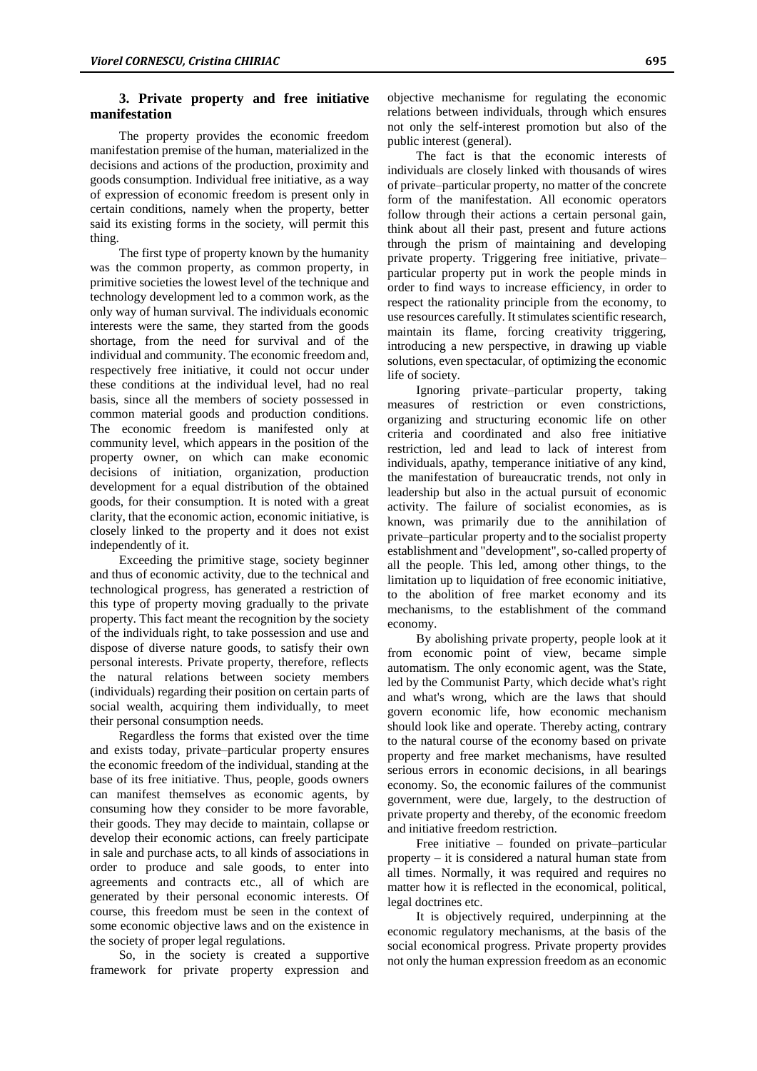## 3. Private property and free initiative manifestation

The property provides the economic freedom manifestation premise of the human, materialized in the decisions and actions of the production, proximity and goods consumption. Individual free initiative, as a way of expression of economic freedom is present only in certain conditions, namely when the property, better said its existing forms in the society, will permit this thing.

The first type of property known by the humanity was the common property, as common property, in primitive societies the lowest level of the technique and technology development led to a common work, as the only way of human survival. The individuals economic interests were the same, they started from the goods shortage, from the need for survival and of the individual and community. The economic freedom and, respectively free initiative, it could not occur under these conditions at the individual level, had no real basis, since all the members of society possessed in common material goods and production conditions. The economic freedom is manifested only at community level, which appears in the position of the property owner, on which can make economic decisions of initiation, organization, production development for a equal distribution of the obtained goods, for their consumption. It is noted with a great clarity, that the economic action, economic initiative, is closely linked to the property and it does not exist independently of it.

Exceeding the primitive stage, society beginner and thus of economic activity, due to the technical and technological progress, has generated a restriction of this type of property moving gradually to the private property. This fact meant the recognition by the society of the individuals right, to take possession and use and dispose of diverse nature goods, to satisfy their own personal interests. Private property, therefore, reflects the natural relations between society members (individuals) regarding their position on certain parts of social wealth, acquiring them individually, to meet their personal consumption needs.

Regardless the forms that existed over the time and exists today, private–particular property ensures the economic freedom of the individual, standing at the base of its free initiative. Thus, people, goods owners can manifest themselves as economic agents, by consuming how they consider to be more favorable, their goods. They may decide to maintain, collapse or develop their economic actions, can freely participate in sale and purchase acts, to all kinds of associations in order to produce and sale goods, to enter into agreements and contracts etc., all of which are generated by their personal economic interests. Of course, this freedom must be seen in the context of some economic objective laws and on the existence in the society of proper legal regulations.

So, in the society is created a supportive framework for private property expression and objective mechanisme for regulating the economic relations between individuals, through which ensures not only the self-interest promotion but also of the public interest (general).

The fact is that the economic interests of individuals are closely linked with thousands of wires of private–particular property, no matter of the concrete form of the manifestation. All economic operators follow through their actions a certain personal gain, think about all their past, present and future actions through the prism of maintaining and developing private property. Triggering free initiative, private–particular property put in work the people minds in order to find ways to increase efficiency, in order to respect the rationality principle from the economy, to use resources carefully. It stimulates scientific research, maintain its flame, forcing creativity triggering, introducing a new perspective, in drawing up viable solutions, even spectacular, of optimizing the economic life of society.

Ignoring private–particular property, taking measures of restriction or even constrictions, organizing and structuring economic life on other criteria and coordinated and also free initiative restriction, led and lead to lack of interest from individuals, apathy, temperance initiative of any kind, the manifestation of bureaucratic trends, not only in leadership but also in the actual pursuit of economic activity. The failure of socialist economies, as is known, was primarily due to the annihilation of private–particular property and to the socialist property establishment and "development", so-called property of all the people. This led, among other things, to the limitation up to liquidation of free economic initiative, to the abolition of free market economy and its mechanisms, to the establishment of the command economy.

By abolishing private property, people look at it from economic point of view, became simple automatism. The only economic agent, was the State, led by the Communist Party, which decide what's right and what's wrong, which are the laws that should govern economic life, how economic mechanism should look like and operate. Thereby acting, contrary to the natural course of the economy based on private property and free market mechanisms, have resulted serious errors in economic decisions, in all bearings economy. So, the economic failures of the communist government, were due, largely, to the destruction of private property and thereby, of the economic freedom and initiative freedom restriction.

Free initiative – founded on private–particular property – it is considered a natural human state from all times. Normally, it was required and requires no matter how it is reflected in the economical, political, legal doctrines etc.

It is objectively required, underpinning at the economic regulatory mechanisms, at the basis of the social economical progress. Private property provides not only the human expression freedom as an economic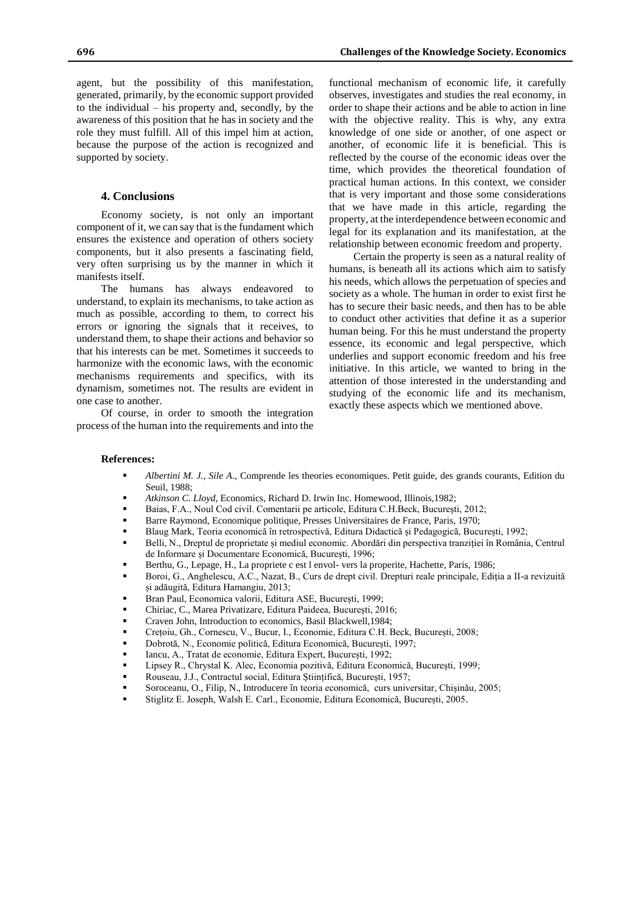agent, but the possibility of this manifestation, generated, primarily, by the economic support provided to the individual – his property and, secondly, by the awareness of this position that he has in society and the role they must fulfill. All of this impel him at action, because the purpose of the action is recognized and supported by society.

## 4. Conclusions

Economy society, is not only an important component of it, we can say that is the fundament which ensures the existence and operation of others society components, but it also presents a fascinating field, very often surprising us by the manner in which it manifests itself.

The humans has always endeavored to understand, to explain its mechanisms, to take action as much as possible, according to them, to correct his errors or ignoring the signals that it receives, to understand them, to shape their actions and behavior so that his interests can be met. Sometimes it succeeds to harmonize with the economic laws, with the economic mechanisms requirements and specifics, with its dynamism, sometimes not. The results are evident in one case to another.

Of course, in order to smooth the integration process of the human into the requirements and into the functional mechanism of economic life, it carefully observes, investigates and studies the real economy, in order to shape their actions and be able to action in line with the objective reality. This is why, any extra knowledge of one side or another, of one aspect or another, of economic life it is beneficial. This is reflected by the course of the economic ideas over the time, which provides the theoretical foundation of practical human actions. In this context, we consider that is very important and those some considerations that we have made in this article, regarding the property, at the interdependence between economic and legal for its explanation and its manifestation, at the relationship between economic freedom and property.

Certain the property is seen as a natural reality of humans, is beneath all its actions which aim to satisfy his needs, which allows the perpetuation of species and society as a whole. The human in order to exist first he has to secure their basic needs, and then has to be able to conduct other activities that define it as a superior human being. For this he must understand the property essence, its economic and legal perspective, which underlies and support economic freedom and his free initiative. In this article, we wanted to bring in the attention of those interested in the understanding and studying of the economic life and its mechanism, exactly these aspects which we mentioned above.

**References:**

- *Albertini M. J., Sile A.*, Comprende les theories economiques. Petit guide, des grands courants, Edition du Seuil, 1988;
- *Atkinson C. Lloyd*, Economics, Richard D. Irwin Inc. Homewood, Illinois,1982;
- Baias, F.A., Noul Cod civil. Comentarii pe articole, Editura C.H.Beck, București, 2012;
- Barre Raymond, Economique politique, Presses Universitaires de France, Paris, 1970;
- Blaug Mark, Teoria economică în retrospectivă, Editura Didactică și Pedagogică, București, 1992;
- Belli, N., Dreptul de proprietate și mediul economic. Abordări din perspectiva tranziției în România, Centrul de Informare și Documentare Economică, București, 1996;
- Berthu, G., Lepage, H., La propriete c est l envol- vers la properite, Hachette, Paris, 1986;
- Boroi, G., Anghelescu, A.C., Nazat, B., Curs de drept civil. Drepturi reale principale, Ediția a II-a revizuită și adăugită, Editura Hamangiu, 2013;
- Bran Paul, Economica valorii, Editura ASE, București, 1999;
- Chiriac, C., Marea Privatizare, Editura Paideea, București, 2016;
- Craven John, Introduction to economics, Basil Blackwell,1984;
- Crețoiu, Gh., Cornescu, V., Bucur, I., Economie, Editura C.H. Beck, București, 2008;
- Dobrotă, N., Economie politică, Editura Economică, București, 1997;
- Iancu, A., Tratat de economie, Editura Expert, București, 1992;
- Lipsey R., Chrystal K. Alec, Economia pozitivă, Editura Economică, București, 1999;
- Rouseau, J.J., Contractul social, Editura Științifică, București, 1957;
- Soroceanu, O., Filip, N., Introducere în teoria economică, curs universitar, Chișinău, 2005;
- Stiglitz E. Joseph, Walsh E. Carl., Economie, Editura Economică, București, 2005.